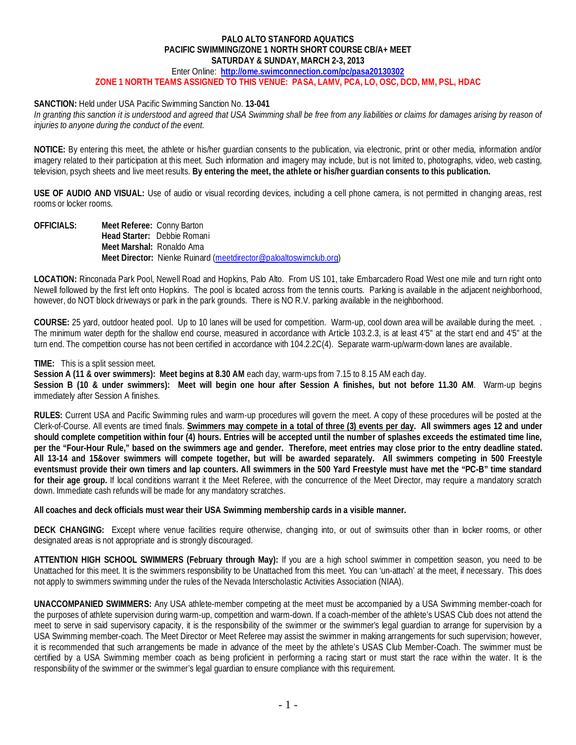**PALO ALTO STANFORD AQUATICS**
**PACIFIC SWIMMING/ZONE 1 NORTH SHORT COURSE CB/A+ MEET**
**SATURDAY & SUNDAY, MARCH 2-3, 2013**

Enter Online: **http://ome.swimconnection.com/pc/pasa20130302**

**ZONE 1 NORTH TEAMS ASSIGNED TO THIS VENUE: PASA, LAMV, PCA, LO, OSC, DCD, MM, PSL, HDAC**

**SANCTION:** Held under USA Pacific Swimming Sanction No. **13-041**
*In granting this sanction it is understood and agreed that USA Swimming shall be free from any liabilities or claims for damages arising by reason of injuries to anyone during the conduct of the event.*

**NOTICE:** By entering this meet, the athlete or his/her guardian consents to the publication, via electronic, print or other media, information and/or imagery related to their participation at this meet. Such information and imagery may include, but is not limited to, photographs, video, web casting, television, psych sheets and live meet results. **By entering the meet, the athlete or his/her guardian consents to this publication.**

**USE OF AUDIO AND VISUAL:** Use of audio or visual recording devices, including a cell phone camera, is not permitted in changing areas, rest rooms or locker rooms.

**OFFICIALS:**
**Meet Referee:** Conny Barton
**Head Starter:** Debbie Romani
**Meet Marshal:** Ronaldo Ama
**Meet Director:** Nienke Ruinard (meetdirector@paloaltoswimclub.org)

**LOCATION:** Rinconada Park Pool, Newell Road and Hopkins, Palo Alto. From US 101, take Embarcadero Road West one mile and turn right onto Newell followed by the first left onto Hopkins. The pool is located across from the tennis courts. Parking is available in the adjacent neighborhood, however, do NOT block driveways or park in the park grounds. There is NO R.V. parking available in the neighborhood.

**COURSE:** 25 yard, outdoor heated pool. Up to 10 lanes will be used for competition. Warm-up, cool down area will be available during the meet. . The minimum water depth for the shallow end course, measured in accordance with Article 103.2.3, is at least 4'5" at the start end and 4'5" at the turn end. The competition course has not been certified in accordance with 104.2.2C(4). Separate warm-up/warm-down lanes are available.

**TIME:** This is a split session meet.
**Session A (11 & over swimmers): Meet begins at 8.30 AM** each day, warm-ups from 7.15 to 8.15 AM each day.
**Session B (10 & under swimmers): Meet will begin one hour after Session A finishes, but not before 11.30 AM**. Warm-up begins immediately after Session A finishes.

**RULES:** Current USA and Pacific Swimming rules and warm-up procedures will govern the meet. A copy of these procedures will be posted at the Clerk-of-Course. All events are timed finals. **Swimmers may compete in a total of three (3) events per day. All swimmers ages 12 and under should complete competition within four (4) hours. Entries will be accepted until the number of splashes exceeds the estimated time line, per the "Four-Hour Rule," based on the swimmers age and gender. Therefore, meet entries may close prior to the entry deadline stated. All 13-14 and 15&over swimmers will compete together, but will be awarded separately. All swimmers competing in 500 Freestyle eventsmust provide their own timers and lap counters. All swimmers in the 500 Yard Freestyle must have met the "PC-B" time standard for their age group.** If local conditions warrant it the Meet Referee, with the concurrence of the Meet Director, may require a mandatory scratch down. Immediate cash refunds will be made for any mandatory scratches.

**All coaches and deck officials must wear their USA Swimming membership cards in a visible manner.**

**DECK CHANGING:** Except where venue facilities require otherwise, changing into, or out of swimsuits other than in locker rooms, or other designated areas is not appropriate and is strongly discouraged.

**ATTENTION HIGH SCHOOL SWIMMERS (February through May):** If you are a high school swimmer in competition season, you need to be Unattached for this meet. It is the swimmers responsibility to be Unattached from this meet. You can 'un-attach' at the meet, if necessary. This does not apply to swimmers swimming under the rules of the Nevada Interscholastic Activities Association (NIAA).

**UNACCOMPANIED SWIMMERS:** Any USA athlete-member competing at the meet must be accompanied by a USA Swimming member-coach for the purposes of athlete supervision during warm-up, competition and warm-down. If a coach-member of the athlete's USAS Club does not attend the meet to serve in said supervisory capacity, it is the responsibility of the swimmer or the swimmer's legal guardian to arrange for supervision by a USA Swimming member-coach. The Meet Director or Meet Referee may assist the swimmer in making arrangements for such supervision; however, it is recommended that such arrangements be made in advance of the meet by the athlete's USAS Club Member-Coach. The swimmer must be certified by a USA Swimming member coach as being proficient in performing a racing start or must start the race within the water. It is the responsibility of the swimmer or the swimmer's legal guardian to ensure compliance with this requirement.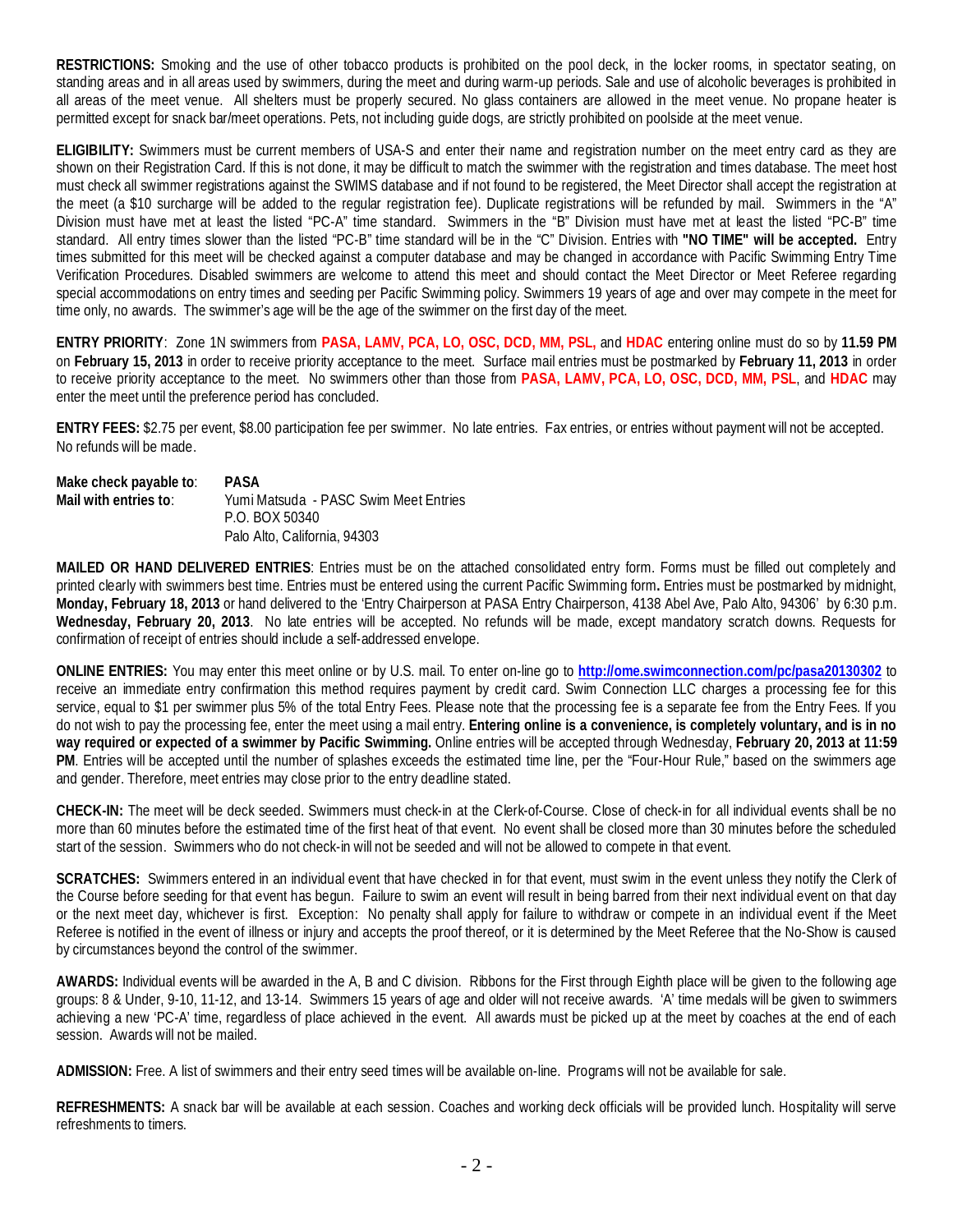**RESTRICTIONS:** Smoking and the use of other tobacco products is prohibited on the pool deck, in the locker rooms, in spectator seating, on standing areas and in all areas used by swimmers, during the meet and during warm-up periods. Sale and use of alcoholic beverages is prohibited in all areas of the meet venue. All shelters must be properly secured. No glass containers are allowed in the meet venue. No propane heater is permitted except for snack bar/meet operations. Pets, not including guide dogs, are strictly prohibited on poolside at the meet venue.

**ELIGIBILITY:** Swimmers must be current members of USA-S and enter their name and registration number on the meet entry card as they are shown on their Registration Card. If this is not done, it may be difficult to match the swimmer with the registration and times database. The meet host must check all swimmer registrations against the SWIMS database and if not found to be registered, the Meet Director shall accept the registration at the meet (a $10 surcharge will be added to the regular registration fee). Duplicate registrations will be refunded by mail. Swimmers in the "A" Division must have met at least the listed "PC-A" time standard. Swimmers in the "B" Division must have met at least the listed "PC-B" time standard. All entry times slower than the listed "PC-B" time standard will be in the "C" Division. Entries with **"NO TIME" will be accepted.** Entry times submitted for this meet will be checked against a computer database and may be changed in accordance with Pacific Swimming Entry Time Verification Procedures. Disabled swimmers are welcome to attend this meet and should contact the Meet Director or Meet Referee regarding special accommodations on entry times and seeding per Pacific Swimming policy. Swimmers 19 years of age and over may compete in the meet for time only, no awards. The swimmer's age will be the age of the swimmer on the first day of the meet.

**ENTRY PRIORITY**: Zone 1N swimmers from **PASA, LAMV, PCA, LO, OSC, DCD, MM, PSL,** and **HDAC** entering online must do so by **11.59 PM** on **February 15, 2013** in order to receive priority acceptance to the meet. Surface mail entries must be postmarked by **February 11, 2013** in order to receive priority acceptance to the meet. No swimmers other than those from **PASA, LAMV, PCA, LO, OSC, DCD, MM, PSL**, and **HDAC** may enter the meet until the preference period has concluded.

**ENTRY FEES:** $2.75 per event, $8.00 participation fee per swimmer. No late entries. Fax entries, or entries without payment will not be accepted. No refunds will be made.

**Make check payable to**: **PASA**
**Mail with entries to**: Yumi Matsuda - PASC Swim Meet Entries
P.O. BOX 50340
Palo Alto, California, 94303

**MAILED OR HAND DELIVERED ENTRIES**: Entries must be on the attached consolidated entry form. Forms must be filled out completely and printed clearly with swimmers best time. Entries must be entered using the current Pacific Swimming form**.** Entries must be postmarked by midnight, **Monday, February 18, 2013** or hand delivered to the 'Entry Chairperson at PASA Entry Chairperson, 4138 Abel Ave, Palo Alto, 94306' by 6:30 p.m. **Wednesday, February 20, 2013**. No late entries will be accepted. No refunds will be made, except mandatory scratch downs. Requests for confirmation of receipt of entries should include a self-addressed envelope.

**ONLINE ENTRIES:** You may enter this meet online or by U.S. mail. To enter on-line go to **http://ome.swimconnection.com/pc/pasa20130302** to receive an immediate entry confirmation this method requires payment by credit card. Swim Connection LLC charges a processing fee for this service, equal to $1 per swimmer plus 5% of the total Entry Fees. Please note that the processing fee is a separate fee from the Entry Fees. If you do not wish to pay the processing fee, enter the meet using a mail entry. **Entering online is a convenience, is completely voluntary, and is in no way required or expected of a swimmer by Pacific Swimming.** Online entries will be accepted through Wednesday, **February 20, 2013 at 11:59 PM**. Entries will be accepted until the number of splashes exceeds the estimated time line, per the "Four-Hour Rule," based on the swimmers age and gender. Therefore, meet entries may close prior to the entry deadline stated.

**CHECK-IN:** The meet will be deck seeded. Swimmers must check-in at the Clerk-of-Course. Close of check-in for all individual events shall be no more than 60 minutes before the estimated time of the first heat of that event. No event shall be closed more than 30 minutes before the scheduled start of the session. Swimmers who do not check-in will not be seeded and will not be allowed to compete in that event.

**SCRATCHES:** Swimmers entered in an individual event that have checked in for that event, must swim in the event unless they notify the Clerk of the Course before seeding for that event has begun. Failure to swim an event will result in being barred from their next individual event on that day or the next meet day, whichever is first. Exception: No penalty shall apply for failure to withdraw or compete in an individual event if the Meet Referee is notified in the event of illness or injury and accepts the proof thereof, or it is determined by the Meet Referee that the No-Show is caused by circumstances beyond the control of the swimmer.

**AWARDS:** Individual events will be awarded in the A, B and C division. Ribbons for the First through Eighth place will be given to the following age groups: 8 & Under, 9-10, 11-12, and 13-14. Swimmers 15 years of age and older will not receive awards. 'A' time medals will be given to swimmers achieving a new 'PC-A' time, regardless of place achieved in the event. All awards must be picked up at the meet by coaches at the end of each session. Awards will not be mailed.

**ADMISSION:** Free. A list of swimmers and their entry seed times will be available on-line. Programs will not be available for sale.

**REFRESHMENTS:** A snack bar will be available at each session. Coaches and working deck officials will be provided lunch. Hospitality will serve refreshments to timers.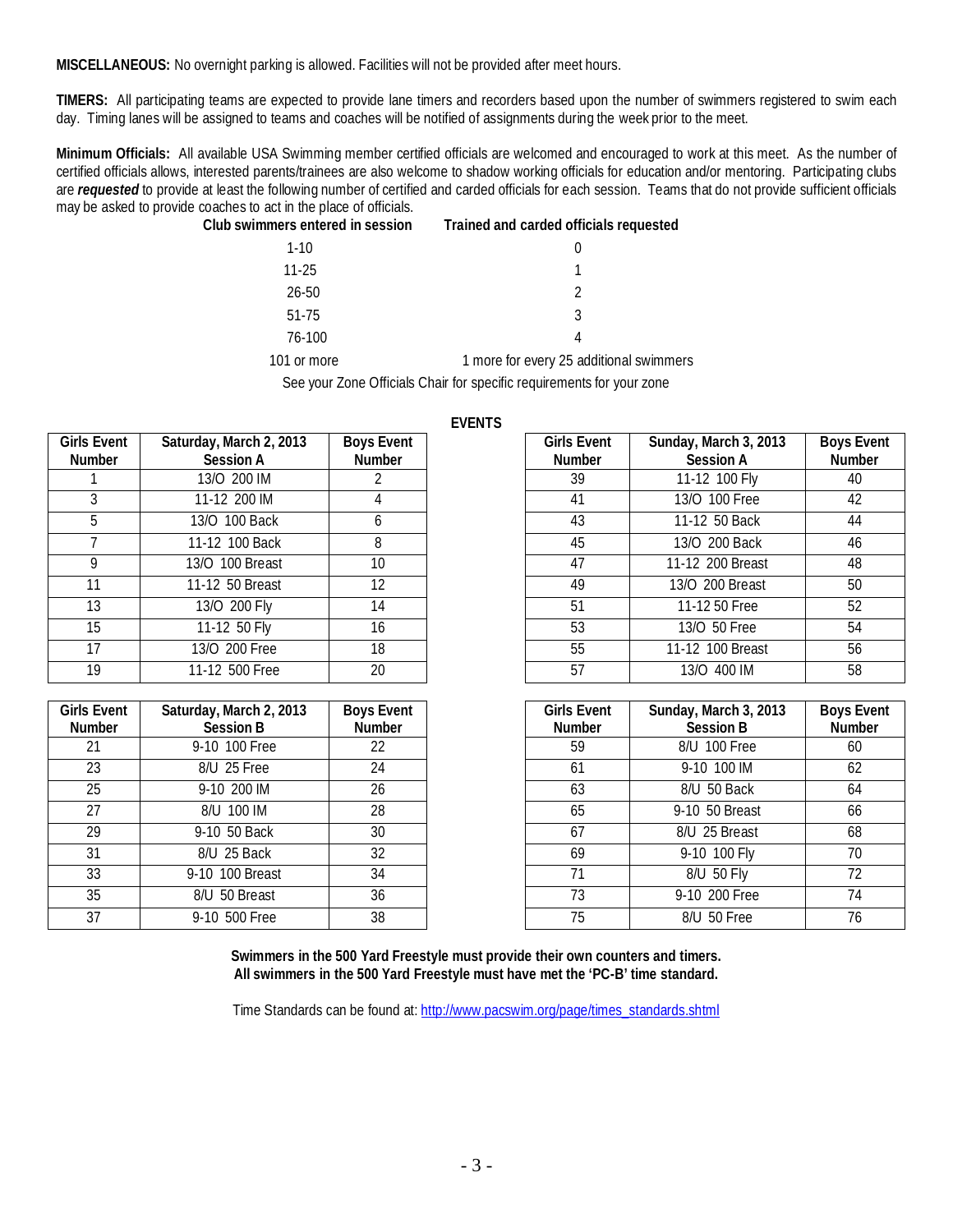**MISCELLANEOUS:** No overnight parking is allowed. Facilities will not be provided after meet hours.

**TIMERS:** All participating teams are expected to provide lane timers and recorders based upon the number of swimmers registered to swim each day. Timing lanes will be assigned to teams and coaches will be notified of assignments during the week prior to the meet.

**Minimum Officials:** All available USA Swimming member certified officials are welcomed and encouraged to work at this meet. As the number of certified officials allows, interested parents/trainees are also welcome to shadow working officials for education and/or mentoring. Participating clubs are ***requested*** to provide at least the following number of certified and carded officials for each session. Teams that do not provide sufficient officials may be asked to provide coaches to act in the place of officials.

| Club swimmers entered in session | Trained and carded officials requested |
|---|---|
| 1-10 | 0 |
| 11-25 | 1 |
| 26-50 | 2 |
| 51-75 | 3 |
| 76-100 | 4 |
| 101 or more | 1 more for every 25 additional swimmers |

See your Zone Officials Chair for specific requirements for your zone

## EVENTS

| Girls Event Number | Saturday, March 2, 2013 Session A | Boys Event Number |
|---|---|---|
| 1 | 13/O 200 IM | 2 |
| 3 | 11-12 200 IM | 4 |
| 5 | 13/O 100 Back | 6 |
| 7 | 11-12 100 Back | 8 |
| 9 | 13/O 100 Breast | 10 |
| 11 | 11-12 50 Breast | 12 |
| 13 | 13/O 200 Fly | 14 |
| 15 | 11-12 50 Fly | 16 |
| 17 | 13/O 200 Free | 18 |
| 19 | 11-12 500 Free | 20 |

| Girls Event Number | Saturday, March 2, 2013 Session B | Boys Event Number |
|---|---|---|
| 21 | 9-10 100 Free | 22 |
| 23 | 8/U 25 Free | 24 |
| 25 | 9-10 200 IM | 26 |
| 27 | 8/U 100 IM | 28 |
| 29 | 9-10 50 Back | 30 |
| 31 | 8/U 25 Back | 32 |
| 33 | 9-10 100 Breast | 34 |
| 35 | 8/U 50 Breast | 36 |
| 37 | 9-10 500 Free | 38 |

| Girls Event Number | Sunday, March 3, 2013 Session A | Boys Event Number |
|---|---|---|
| 39 | 11-12 100 Fly | 40 |
| 41 | 13/O 100 Free | 42 |
| 43 | 11-12 50 Back | 44 |
| 45 | 13/O 200 Back | 46 |
| 47 | 11-12 200 Breast | 48 |
| 49 | 13/O 200 Breast | 50 |
| 51 | 11-12 50 Free | 52 |
| 53 | 13/O 50 Free | 54 |
| 55 | 11-12 100 Breast | 56 |
| 57 | 13/O 400 IM | 58 |

| Girls Event Number | Sunday, March 3, 2013 Session B | Boys Event Number |
|---|---|---|
| 59 | 8/U 100 Free | 60 |
| 61 | 9-10 100 IM | 62 |
| 63 | 8/U 50 Back | 64 |
| 65 | 9-10 50 Breast | 66 |
| 67 | 8/U 25 Breast | 68 |
| 69 | 9-10 100 Fly | 70 |
| 71 | 8/U 50 Fly | 72 |
| 73 | 9-10 200 Free | 74 |
| 75 | 8/U 50 Free | 76 |

**Swimmers in the 500 Yard Freestyle must provide their own counters and timers.**
**All swimmers in the 500 Yard Freestyle must have met the 'PC-B' time standard.**

Time Standards can be found at: http://www.pacswim.org/page/times_standards.shtml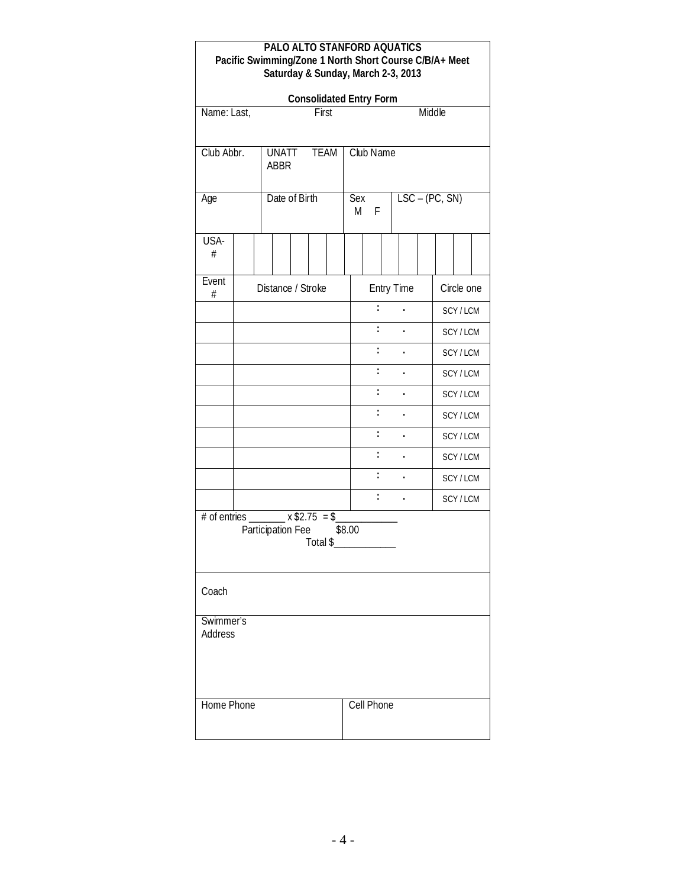# PALO ALTO STANFORD AQUATICS

**Pacific Swimming/Zone 1 North Short Course C/B/A+ Meet**
**Saturday & Sunday, March 2-3, 2013**

**Consolidated Entry Form**

| Name: Last, | First | Middle |
|---|---|---|
| | | |

| Club Abbr. | UNATT ABBR | TEAM | Club Name |
|---|---|---|---|
| | | | |

| Age | Date of Birth | Sex M F | LSC – (PC, SN) |
|---|---|---|---|
| | | | |

| USA-# | | | | | | | | | | | | | | |
|---|---|---|---|---|---|---|---|---|---|---|---|---|---|---|
| | | | | | | | | | | | | | | |

| Event # | Distance / Stroke | Entry Time | Circle one |
|---|---|---|---|
| | | : . | SCY / LCM |
| | | : . | SCY / LCM |
| | | : . | SCY / LCM |
| | | : . | SCY / LCM |
| | | : . | SCY / LCM |
| | | : . | SCY / LCM |
| | | : . | SCY / LCM |
| | | : . | SCY / LCM |
| | | : . | SCY / LCM |
| | | : . | SCY / LCM |

# of entries _______ x $2.75 = $____________

Participation Fee $8.00

Total $____________

Coach

Swimmer's Address

| Home Phone | Cell Phone |
|---|---|
| | |